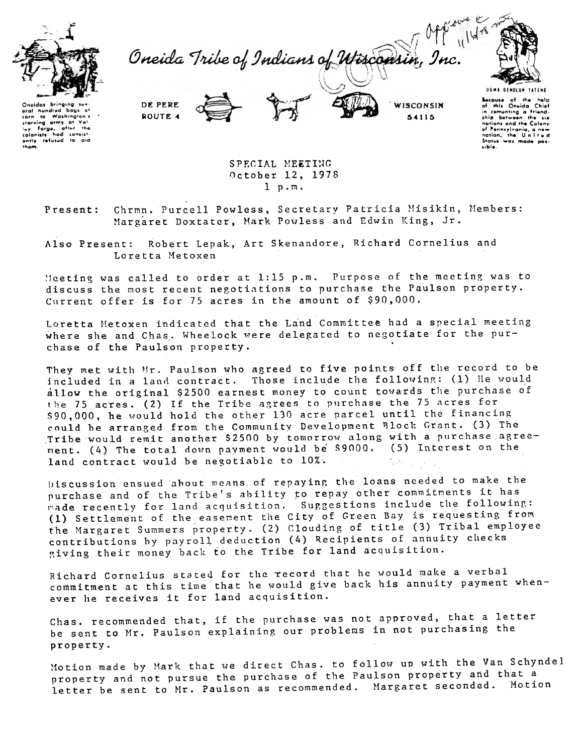Oneida Tribe of Indians of Wisconsin, Inc.

DE PERE
ROUTE 4

WISCONSIN
54115

Oneidas bringing several hundred bags of corn to Washington's starving army at Valley Forge, after the colonists had consistently refused to aid them.

UGWA DEHOLUN TATENE

Because of the help of this Oneida Chief in cementing a friendship between the six nations and the Colony of Pennsylvania, a new nation, the United States was made possible.

COPY

Approved 11/14/78 mtg

SPECIAL MEETING
October 12, 1978
1 p.m.

Present: Chrmn. Purcell Powless, Secretary Patricia Misikin, Members: Margaret Doxtater, Mark Powless and Edwin King, Jr.

Also Present: Robert Lepak, Art Skenandore, Richard Cornelius and Loretta Metoxen

Meeting was called to order at 1:15 p.m. Purpose of the meeting was to discuss the most recent negotiations to purchase the Paulson property. Current offer is for 75 acres in the amount of $90,000.

Loretta Metoxen indicated that the Land Committee had a special meeting where she and Chas. Wheelock were delegated to negotiate for the purchase of the Paulson property.

They met with Mr. Paulson who agreed to five points off the record to be included in a land contract. Those include the following: (1) He would allow the original $2500 earnest money to count towards the purchase of the 75 acres. (2) If the Tribe agrees to purchase the 75 acres for $90,000, he would hold the other 130 acre parcel until the financing could be arranged from the Community Development Block Grant. (3) The Tribe would remit another $2500 by tomorrow along with a purchase agreement. (4) The total down payment would be $9000. (5) Interest on the land contract would be negotiable to 10%.

Discussion ensued about means of repaying the loans needed to make the purchase and of the Tribe's ability to repay other commitments it has made recently for land acquisition. Suggestions include the following: (1) Settlement of the easement the City of Green Bay is requesting from the Margaret Summers property. (2) Clouding of title (3) Tribal employee contributions by payroll deduction (4) Recipients of annuity checks giving their money back to the Tribe for land acquisition.

Richard Cornelius stated for the record that he would make a verbal commitment at this time that he would give back his annuity payment whenever he receives it for land acquisition.

Chas. recommended that, if the purchase was not approved, that a letter be sent to Mr. Paulson explaining our problems in not purchasing the property.

Motion made by Mark that we direct Chas. to follow up with the Van Schyndel property and not pursue the purchase of the Paulson property and that a letter be sent to Mr. Paulson as recommended. Margaret seconded. Motion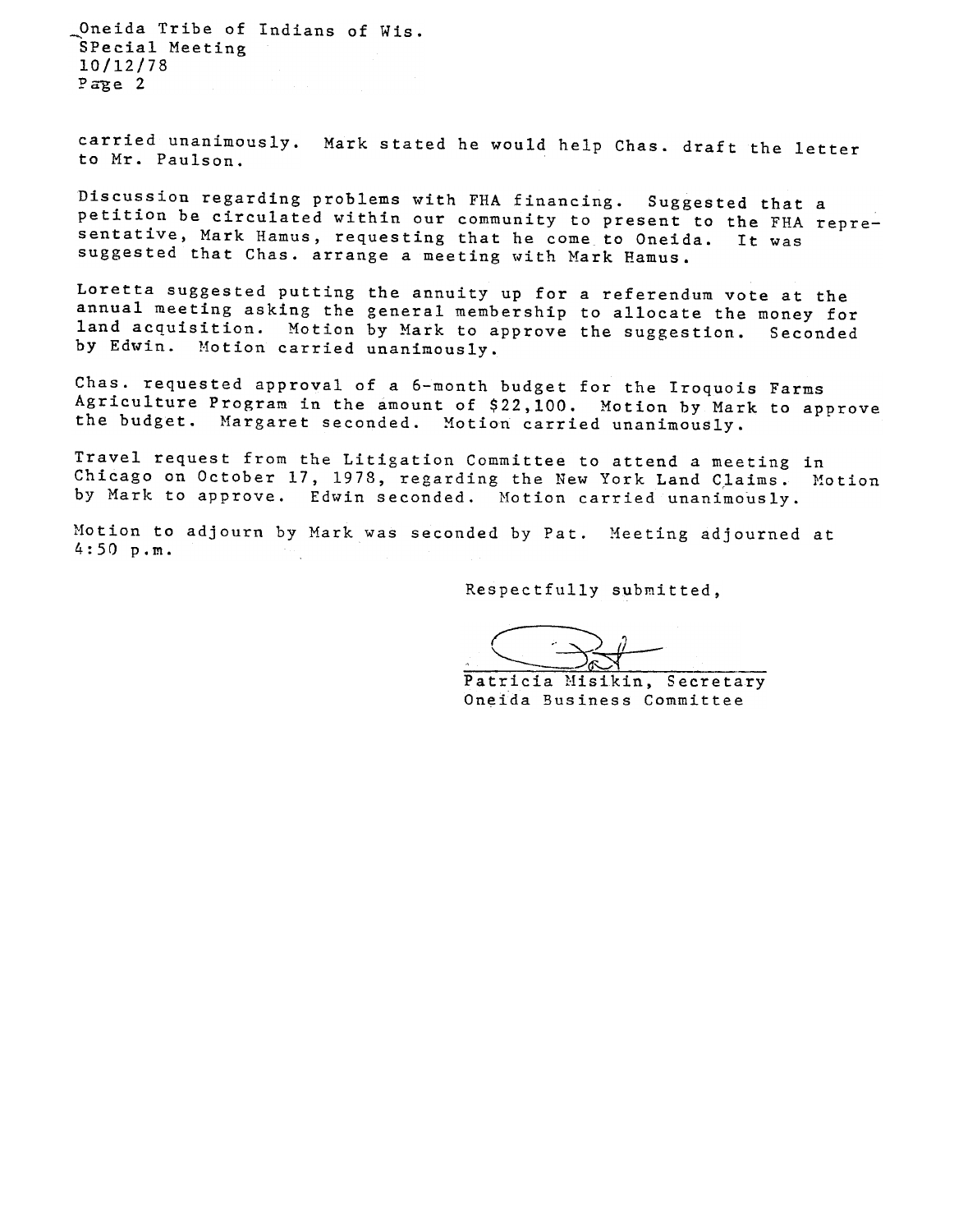carried unanimously. Mark stated he would help Chas. draft the letter to Mr. Paulson.

Discussion regarding problems with FHA financing. Suggested that a petition be circulated within our community to present to the FHA representative, Mark Hamus, requesting that he come to Oneida. It was suggested that Chas. arrange a meeting with Mark Hamus.

Loretta suggested putting the annuity up for a referendum vote at the annual meeting asking the general membership to allocate the money for land acquisition. Motion by Mark to approve the suggestion. Seconded by Edwin. Motion carried unanimously.

Chas. requested approval of a 6-month budget for the Iroquois Farms Agriculture Program in the amount of $22,100. Motion by Mark to approve the budget. Margaret seconded. Motion carried unanimously.

Travel request from the Litigation Committee to attend a meeting in Chicago on October 17, 1978, regarding the New York Land Claims. Motion by Mark to approve. Edwin seconded. Motion carried unanimously.

Motion to adjourn by Mark was seconded by Pat. Meeting adjourned at 4:50 p.m.

Respectfully submitted,

Patricia Misikin, Secretary
Oneida Business Committee